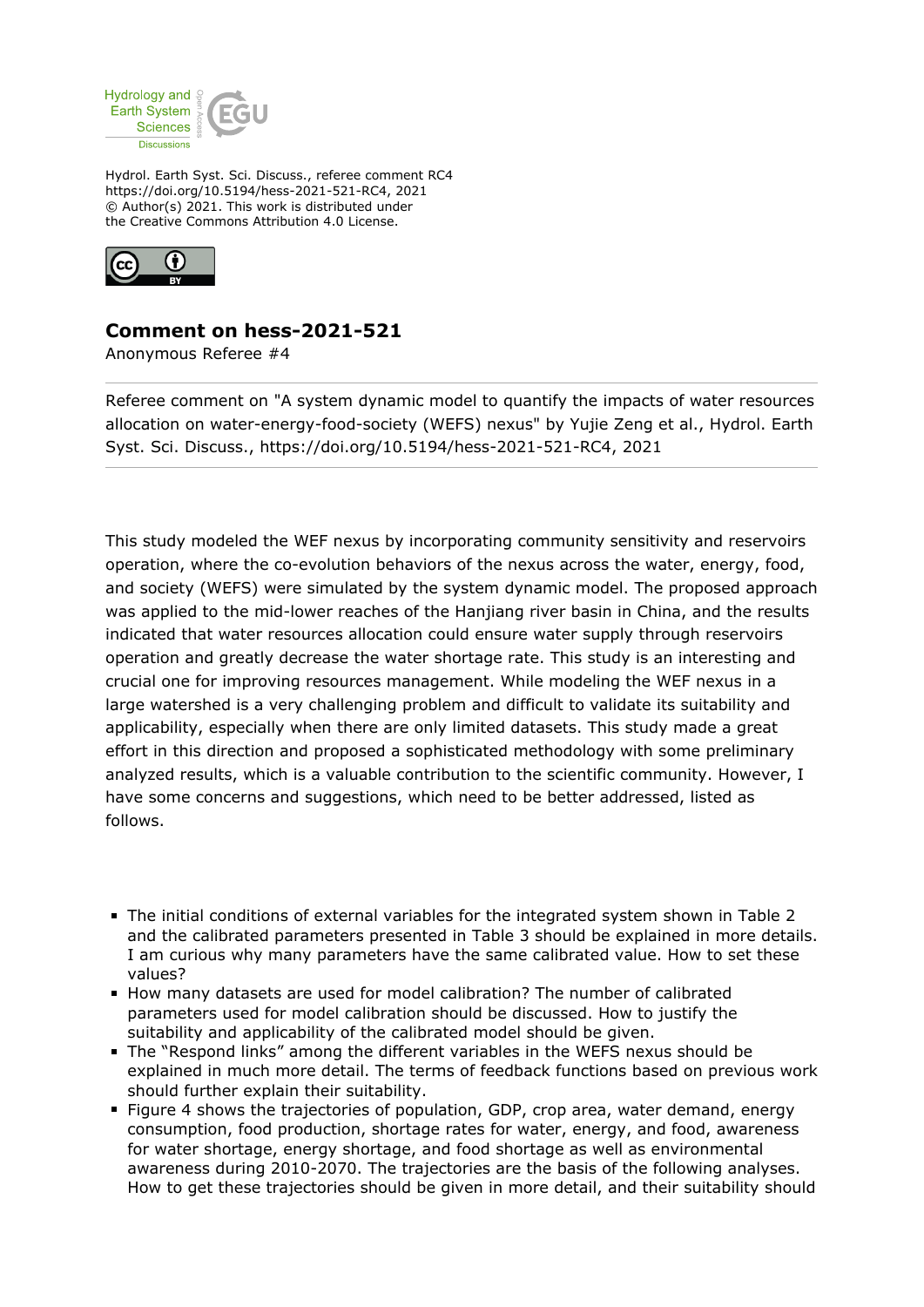Hydrol. Earth Syst. Sci. Discuss., referee comment RC4
https://doi.org/10.5194/hess-2021-521-RC4, 2021
© Author(s) 2021. This work is distributed under
the Creative Commons Attribution 4.0 License.

## Comment on hess-2021-521

Anonymous Referee #4

Referee comment on "A system dynamic model to quantify the impacts of water resources allocation on water-energy-food-society (WEFS) nexus" by Yujie Zeng et al., Hydrol. Earth Syst. Sci. Discuss., https://doi.org/10.5194/hess-2021-521-RC4, 2021

---

This study modeled the WEF nexus by incorporating community sensitivity and reservoirs operation, where the co-evolution behaviors of the nexus across the water, energy, food, and society (WEFS) were simulated by the system dynamic model. The proposed approach was applied to the mid-lower reaches of the Hanjiang river basin in China, and the results indicated that water resources allocation could ensure water supply through reservoirs operation and greatly decrease the water shortage rate. This study is an interesting and crucial one for improving resources management. While modeling the WEF nexus in a large watershed is a very challenging problem and difficult to validate its suitability and applicability, especially when there are only limited datasets. This study made a great effort in this direction and proposed a sophisticated methodology with some preliminary analyzed results, which is a valuable contribution to the scientific community. However, I have some concerns and suggestions, which need to be better addressed, listed as follows.

- The initial conditions of external variables for the integrated system shown in Table 2 and the calibrated parameters presented in Table 3 should be explained in more details. I am curious why many parameters have the same calibrated value. How to set these values?
- How many datasets are used for model calibration? The number of calibrated parameters used for model calibration should be discussed. How to justify the suitability and applicability of the calibrated model should be given.
- The "Respond links" among the different variables in the WEFS nexus should be explained in much more detail. The terms of feedback functions based on previous work should further explain their suitability.
- Figure 4 shows the trajectories of population, GDP, crop area, water demand, energy consumption, food production, shortage rates for water, energy, and food, awareness for water shortage, energy shortage, and food shortage as well as environmental awareness during 2010-2070. The trajectories are the basis of the following analyses. How to get these trajectories should be given in more detail, and their suitability should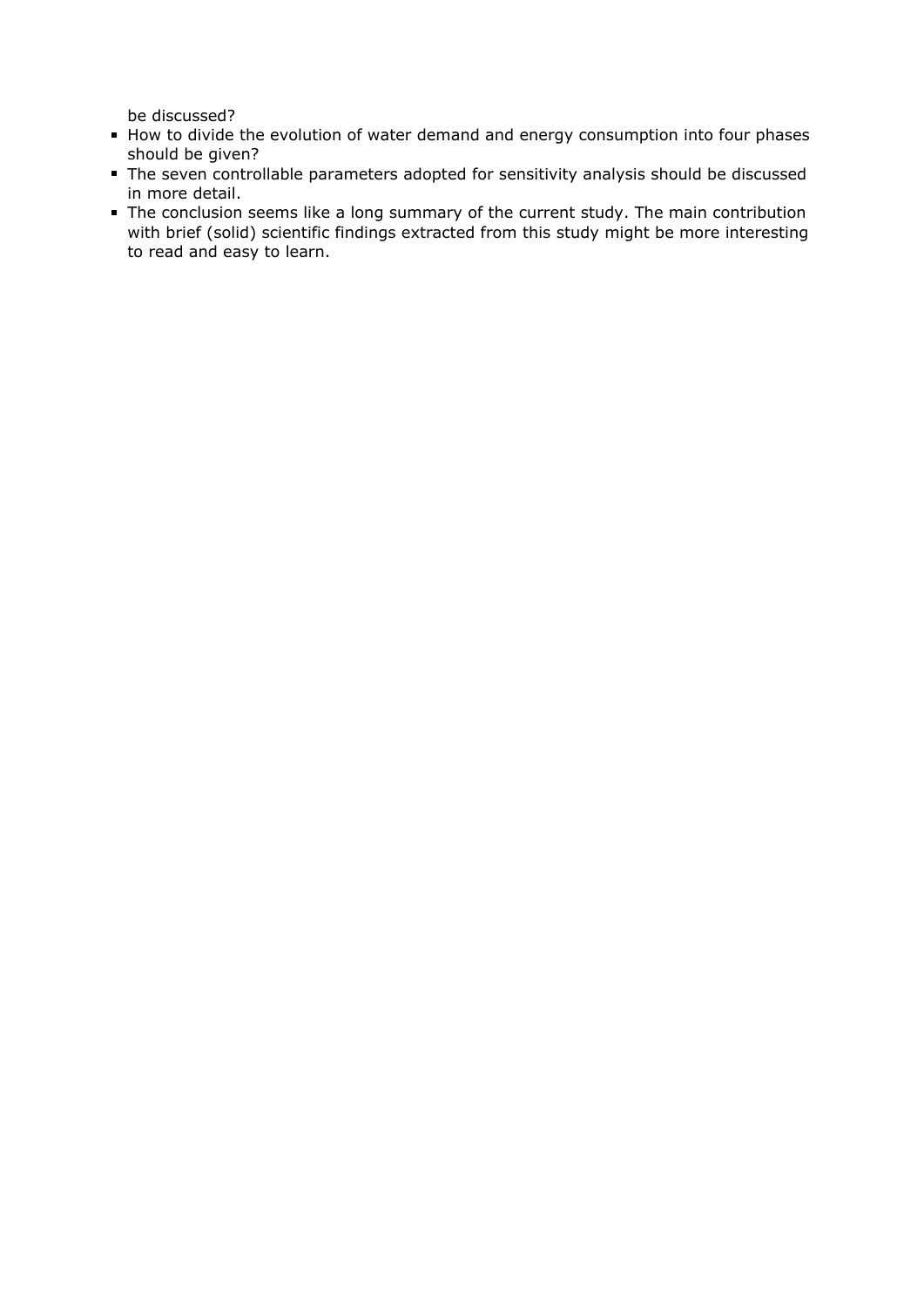be discussed?

- How to divide the evolution of water demand and energy consumption into four phases should be given?
- The seven controllable parameters adopted for sensitivity analysis should be discussed in more detail.
- The conclusion seems like a long summary of the current study. The main contribution with brief (solid) scientific findings extracted from this study might be more interesting to read and easy to learn.